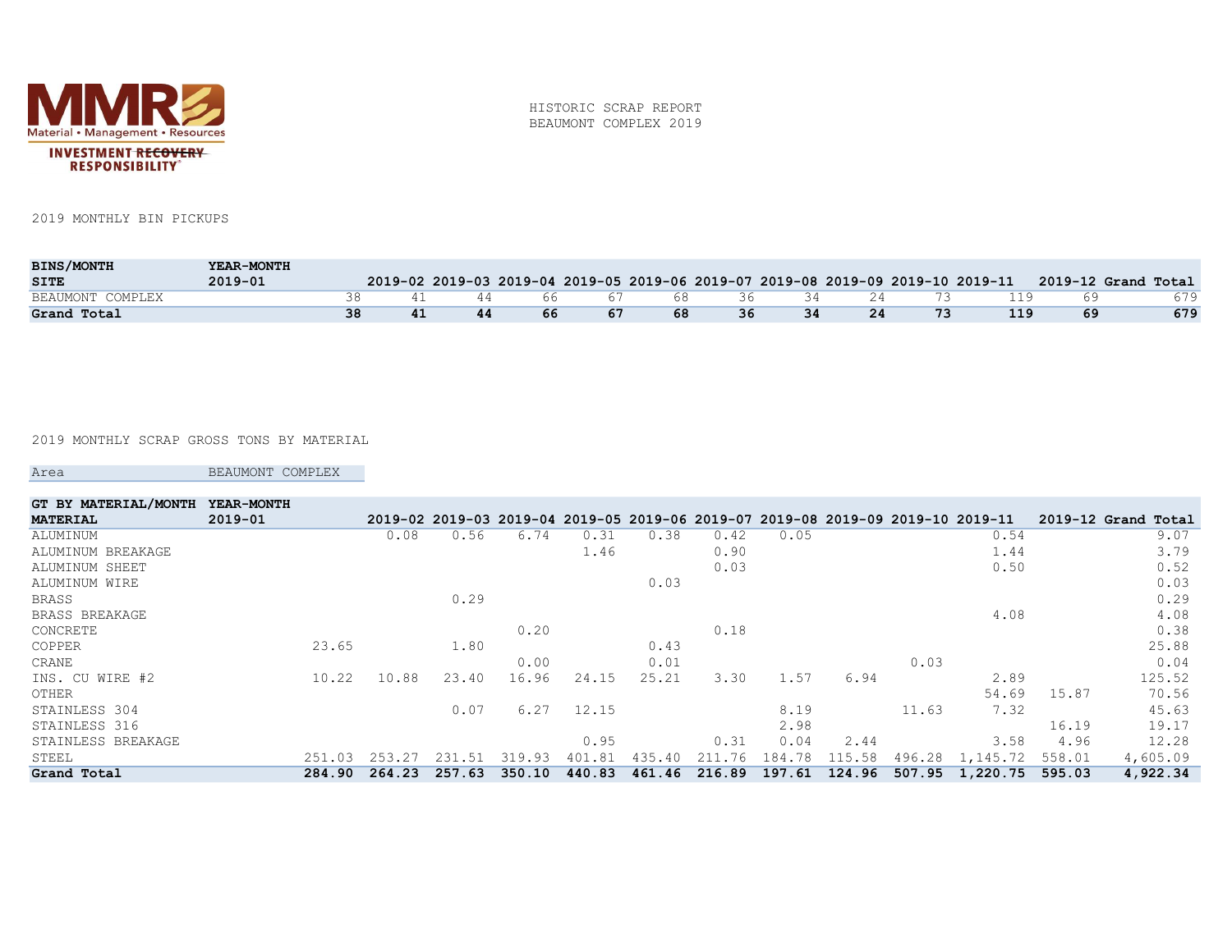HISTORIC SCRAP REPORT
BEAUMONT COMPLEX 2019

**MMR Material • Management • Resources**
**INVESTMENT RECOVERY RESPONSIBILITY®**

2019 MONTHLY BIN PICKUPS

| **BINS/MONTH** | **YEAR-MONTH** | | | | | | | | | | | | |
|---|---|---|---|---|---|---|---|---|---|---|---|---|---|
| **SITE** | **2019-01** | **2019-02** | **2019-03** | **2019-04** | **2019-05** | **2019-06** | **2019-07** | **2019-08** | **2019-09** | **2019-10** | **2019-11** | **2019-12** | **Grand Total** |
| BEAUMONT COMPLEX | 38 | 41 | 44 | 66 | 67 | 68 | 36 | 34 | 24 | 73 | 119 | 69 | 679 |
| **Grand Total** | **38** | **41** | **44** | **66** | **67** | **68** | **36** | **34** | **24** | **73** | **119** | **69** | **679** |

2019 MONTHLY SCRAP GROSS TONS BY MATERIAL

| Area | BEAUMONT COMPLEX |
|---|---|

| **GT BY MATERIAL/MONTH** | **YEAR-MONTH** | | | | | | | | | | | | |
|---|---|---|---|---|---|---|---|---|---|---|---|---|---|
| **MATERIAL** | **2019-01** | **2019-02** | **2019-03** | **2019-04** | **2019-05** | **2019-06** | **2019-07** | **2019-08** | **2019-09** | **2019-10** | **2019-11** | **2019-12** | **Grand Total** |
| ALUMINUM | | 0.08 | 0.56 | 6.74 | 0.31 | 0.38 | 0.42 | 0.05 | | | 0.54 | | 9.07 |
| ALUMINUM BREAKAGE | | | | | 1.46 | | 0.90 | | | | 1.44 | | 3.79 |
| ALUMINUM SHEET | | | | | | | 0.03 | | | | 0.50 | | 0.52 |
| ALUMINUM WIRE | | | | | | 0.03 | | | | | | | 0.03 |
| BRASS | | | 0.29 | | | | | | | | | | 0.29 |
| BRASS BREAKAGE | | | | | | | | | | | 4.08 | | 4.08 |
| CONCRETE | | | | 0.20 | | | 0.18 | | | | | | 0.38 |
| COPPER | 23.65 | | 1.80 | | | 0.43 | | | | | | | 25.88 |
| CRANE | | | | 0.00 | | 0.01 | | | | 0.03 | | | 0.04 |
| INS. CU WIRE #2 | 10.22 | 10.88 | 23.40 | 16.96 | 24.15 | 25.21 | 3.30 | 1.57 | 6.94 | | 2.89 | | 125.52 |
| OTHER | | | | | | | | | | | 54.69 | 15.87 | 70.56 |
| STAINLESS 304 | | | 0.07 | 6.27 | 12.15 | | | 8.19 | | 11.63 | 7.32 | | 45.63 |
| STAINLESS 316 | | | | | | | | 2.98 | | | | 16.19 | 19.17 |
| STAINLESS BREAKAGE | | | | | 0.95 | | 0.31 | 0.04 | 2.44 | | 3.58 | 4.96 | 12.28 |
| STEEL | 251.03 | 253.27 | 231.51 | 319.93 | 401.81 | 435.40 | 211.76 | 184.78 | 115.58 | 496.28 | 1,145.72 | 558.01 | 4,605.09 |
| **Grand Total** | **284.90** | **264.23** | **257.63** | **350.10** | **440.83** | **461.46** | **216.89** | **197.61** | **124.96** | **507.95** | **1,220.75** | **595.03** | **4,922.34** |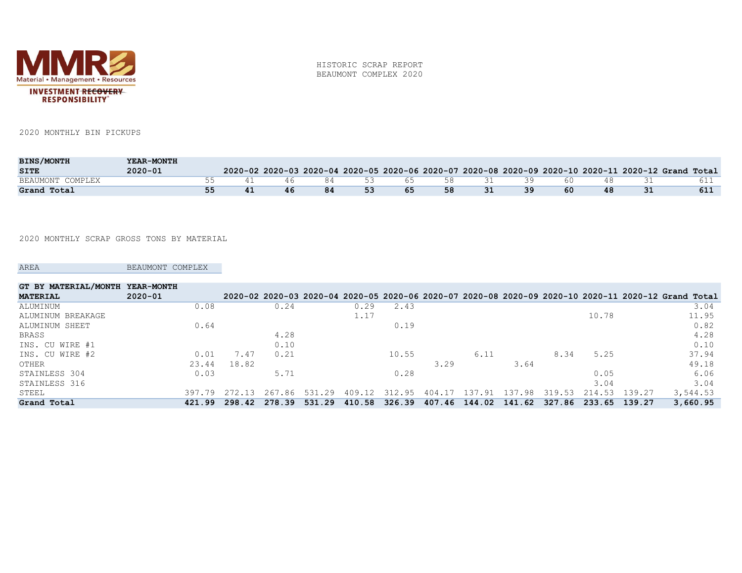MMR

Material • Management • Resources

INVESTMENT RECOVERY RESPONSIBILITY®

HISTORIC SCRAP REPORT
BEAUMONT COMPLEX 2020

2020 MONTHLY BIN PICKUPS

| **BINS/MONTH** | **YEAR-MONTH** | | | | | | | | | | | | |
|---|---|---|---|---|---|---|---|---|---|---|---|---|---|
| **SITE** | **2020-01** | **2020-02** | **2020-03** | **2020-04** | **2020-05** | **2020-06** | **2020-07** | **2020-08** | **2020-09** | **2020-10** | **2020-11** | **2020-12** | **Grand Total** |
| BEAUMONT COMPLEX | 55 | 41 | 46 | 84 | 53 | 65 | 58 | 31 | 39 | 60 | 48 | 31 | 611 |
| **Grand Total** | **55** | **41** | **46** | **84** | **53** | **65** | **58** | **31** | **39** | **60** | **48** | **31** | **611** |

2020 MONTHLY SCRAP GROSS TONS BY MATERIAL

| AREA | BEAUMONT COMPLEX |
|---|---|

| **GT BY MATERIAL/MONTH** | **YEAR-MONTH** | | | | | | | | | | | | |
|---|---|---|---|---|---|---|---|---|---|---|---|---|---|
| **MATERIAL** | **2020-01** | **2020-02** | **2020-03** | **2020-04** | **2020-05** | **2020-06** | **2020-07** | **2020-08** | **2020-09** | **2020-10** | **2020-11** | **2020-12** | **Grand Total** |
| ALUMINUM | 0.08 | | 0.24 | | 0.29 | 2.43 | | | | | | | 3.04 |
| ALUMINUM BREAKAGE | | | | | 1.17 | | | | | | 10.78 | | 11.95 |
| ALUMINUM SHEET | 0.64 | | | | | 0.19 | | | | | | | 0.82 |
| BRASS | | | 4.28 | | | | | | | | | | 4.28 |
| INS. CU WIRE #1 | | | 0.10 | | | | | | | | | | 0.10 |
| INS. CU WIRE #2 | 0.01 | 7.47 | 0.21 | | | 10.55 | | 6.11 | | 8.34 | 5.25 | | 37.94 |
| OTHER | 23.44 | 18.82 | | | | | 3.29 | | 3.64 | | | | 49.18 |
| STAINLESS 304 | 0.03 | | 5.71 | | | 0.28 | | | | | 0.05 | | 6.06 |
| STAINLESS 316 | | | | | | | | | | | 3.04 | | 3.04 |
| STEEL | 397.79 | 272.13 | 267.86 | 531.29 | 409.12 | 312.95 | 404.17 | 137.91 | 137.98 | 319.53 | 214.53 | 139.27 | 3,544.53 |
| **Grand Total** | **421.99** | **298.42** | **278.39** | **531.29** | **410.58** | **326.39** | **407.46** | **144.02** | **141.62** | **327.86** | **233.65** | **139.27** | **3,660.95** |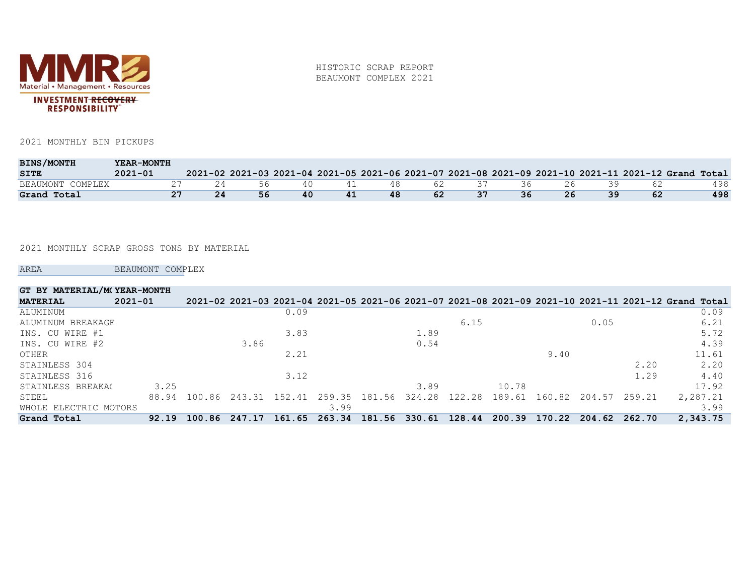MMR
Material • Management • Resources
INVESTMENT RECOVERY RESPONSIBILITY®

HISTORIC SCRAP REPORT
BEAUMONT COMPLEX 2021

2021 MONTHLY BIN PICKUPS

| **BINS/MONTH** | **YEAR-MONTH** | | | | | | | | | | | | |
|---|---|---|---|---|---|---|---|---|---|---|---|---|---|
| **SITE** | **2021-01** | **2021-02** | **2021-03** | **2021-04** | **2021-05** | **2021-06** | **2021-07** | **2021-08** | **2021-09** | **2021-10** | **2021-11** | **2021-12** | **Grand Total** |
| BEAUMONT COMPLEX | 27 | 24 | 56 | 40 | 41 | 48 | 62 | 37 | 36 | 26 | 39 | 62 | 498 |
| **Grand Total** | **27** | **24** | **56** | **40** | **41** | **48** | **62** | **37** | **36** | **26** | **39** | **62** | **498** |

2021 MONTHLY SCRAP GROSS TONS BY MATERIAL

AREA BEAUMONT COMPLEX

| **GT BY MATERIAL/MC** | **YEAR-MONTH** | | | | | | | | | | | | |
|---|---|---|---|---|---|---|---|---|---|---|---|---|---|
| **MATERIAL** | **2021-01** | **2021-02** | **2021-03** | **2021-04** | **2021-05** | **2021-06** | **2021-07** | **2021-08** | **2021-09** | **2021-10** | **2021-11** | **2021-12** | **Grand Total** |
| ALUMINUM | | | | 0.09 | | | | | | | | | 0.09 |
| ALUMINUM BREAKAGE | | | | | | | | 6.15 | | | 0.05 | | 6.21 |
| INS. CU WIRE #1 | | | | 3.83 | | | 1.89 | | | | | | 5.72 |
| INS. CU WIRE #2 | | | 3.86 | | | | 0.54 | | | | | | 4.39 |
| OTHER | | | | 2.21 | | | | | | 9.40 | | | 11.61 |
| STAINLESS 304 | | | | | | | | | | | | 2.20 | 2.20 |
| STAINLESS 316 | | | | 3.12 | | | | | | | | 1.29 | 4.40 |
| STAINLESS BREAKAC | 3.25 | | | | | | 3.89 | | 10.78 | | | | 17.92 |
| STEEL | 88.94 | 100.86 | 243.31 | 152.41 | 259.35 | 181.56 | 324.28 | 122.28 | 189.61 | 160.82 | 204.57 | 259.21 | 2,287.21 |
| WHOLE ELECTRIC MOTORS | | | | | 3.99 | | | | | | | | 3.99 |
| **Grand Total** | **92.19** | **100.86** | **247.17** | **161.65** | **263.34** | **181.56** | **330.61** | **128.44** | **200.39** | **170.22** | **204.62** | **262.70** | **2,343.75** |